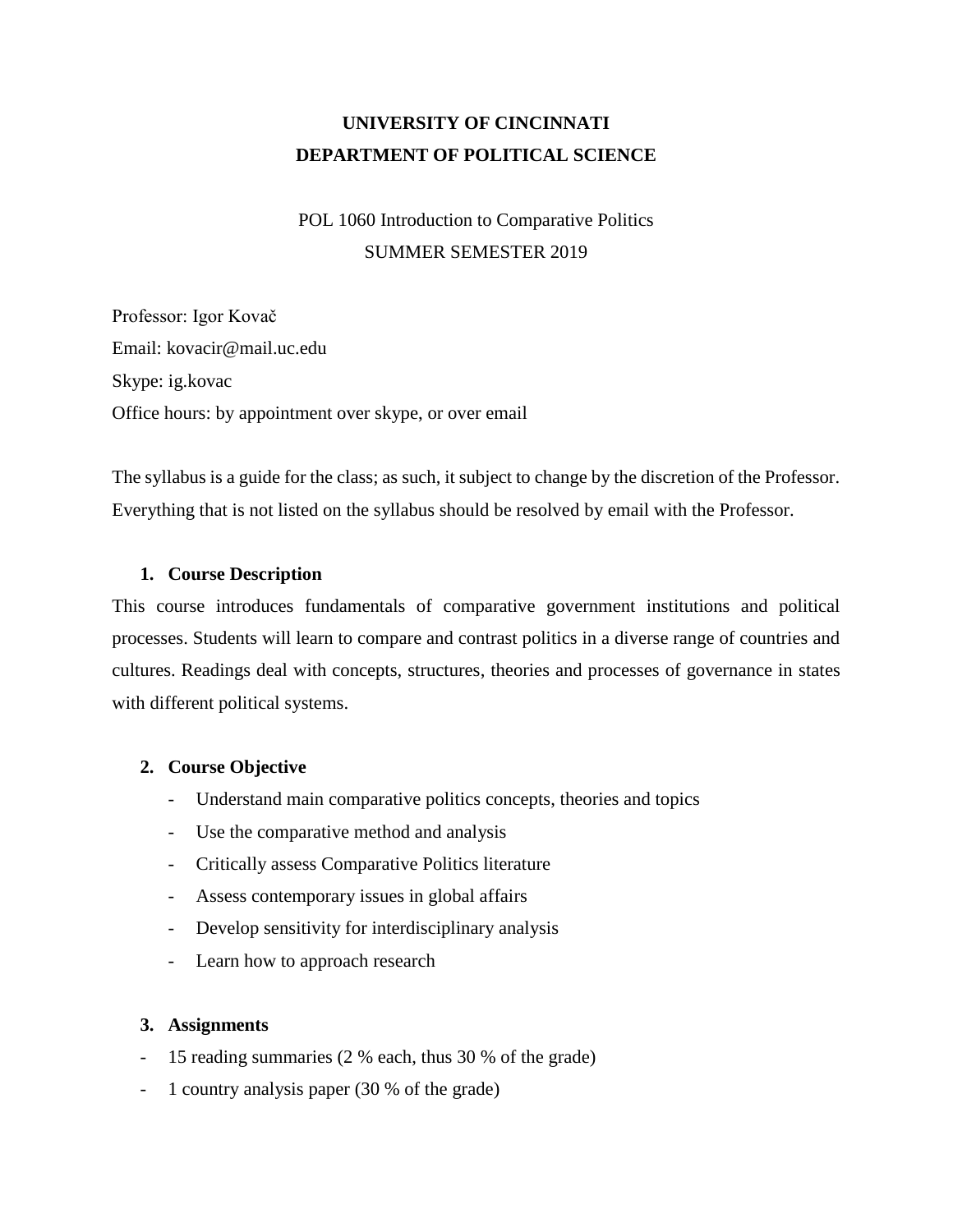**UNIVERSITY OF CINCINNATI**
**DEPARTMENT OF POLITICAL SCIENCE**

POL 1060 Introduction to Comparative Politics
SUMMER SEMESTER 2019

Professor: Igor Kovač
Email: kovacir@mail.uc.edu
Skype: ig.kovac
Office hours: by appointment over skype, or over email

The syllabus is a guide for the class; as such, it subject to change by the discretion of the Professor. Everything that is not listed on the syllabus should be resolved by email with the Professor.

## 1. Course Description

This course introduces fundamentals of comparative government institutions and political processes. Students will learn to compare and contrast politics in a diverse range of countries and cultures. Readings deal with concepts, structures, theories and processes of governance in states with different political systems.

## 2. Course Objective

- Understand main comparative politics concepts, theories and topics
- Use the comparative method and analysis
- Critically assess Comparative Politics literature
- Assess contemporary issues in global affairs
- Develop sensitivity for interdisciplinary analysis
- Learn how to approach research

## 3. Assignments

- 15 reading summaries (2 % each, thus 30 % of the grade)
- 1 country analysis paper (30 % of the grade)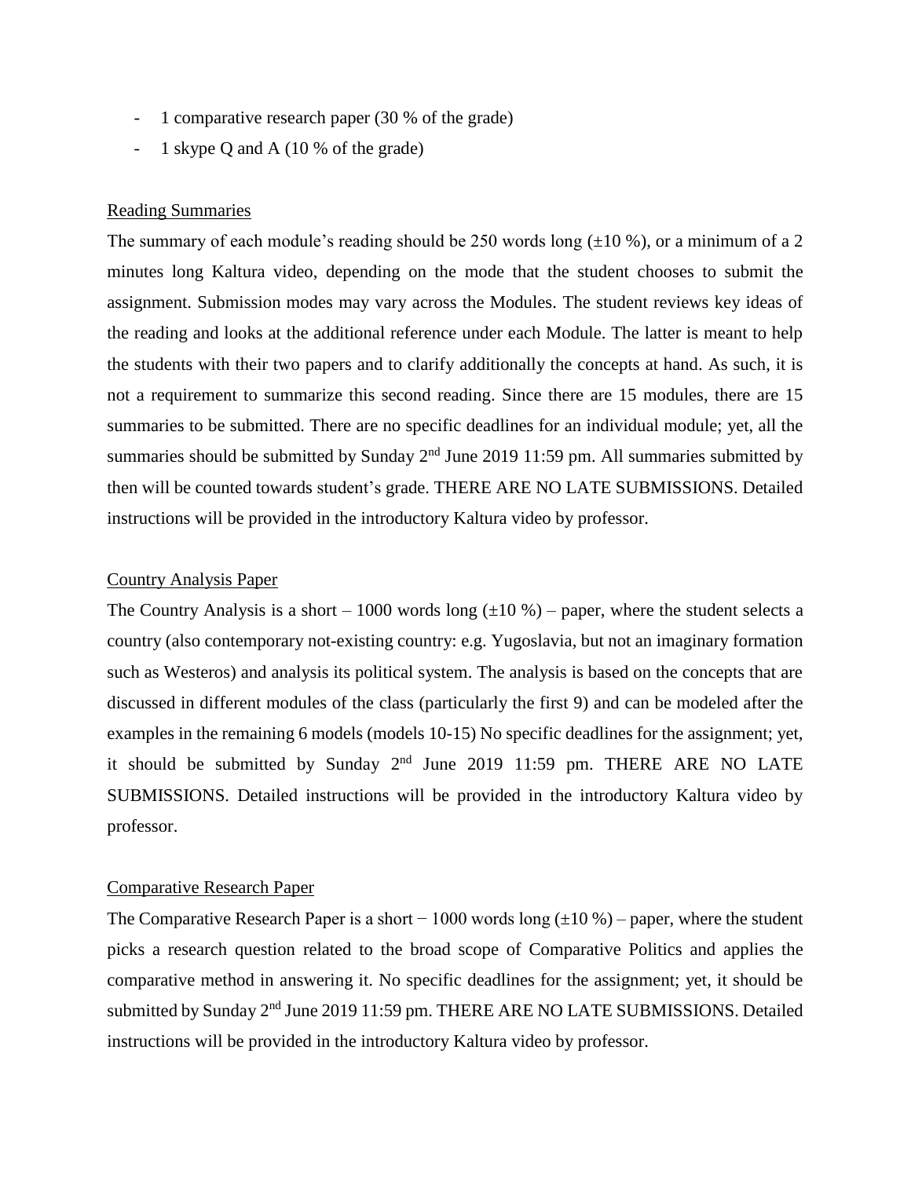- 1 comparative research paper (30 % of the grade)
- 1 skype Q and A (10 % of the grade)

Reading Summaries

The summary of each module's reading should be 250 words long (±10 %), or a minimum of a 2 minutes long Kaltura video, depending on the mode that the student chooses to submit the assignment. Submission modes may vary across the Modules. The student reviews key ideas of the reading and looks at the additional reference under each Module. The latter is meant to help the students with their two papers and to clarify additionally the concepts at hand. As such, it is not a requirement to summarize this second reading. Since there are 15 modules, there are 15 summaries to be submitted. There are no specific deadlines for an individual module; yet, all the summaries should be submitted by Sunday 2nd June 2019 11:59 pm. All summaries submitted by then will be counted towards student's grade. THERE ARE NO LATE SUBMISSIONS. Detailed instructions will be provided in the introductory Kaltura video by professor.

Country Analysis Paper

The Country Analysis is a short – 1000 words long (±10 %) – paper, where the student selects a country (also contemporary not-existing country: e.g. Yugoslavia, but not an imaginary formation such as Westeros) and analysis its political system. The analysis is based on the concepts that are discussed in different modules of the class (particularly the first 9) and can be modeled after the examples in the remaining 6 models (models 10-15) No specific deadlines for the assignment; yet, it should be submitted by Sunday 2nd June 2019 11:59 pm. THERE ARE NO LATE SUBMISSIONS. Detailed instructions will be provided in the introductory Kaltura video by professor.

Comparative Research Paper

The Comparative Research Paper is a short − 1000 words long (±10 %) – paper, where the student picks a research question related to the broad scope of Comparative Politics and applies the comparative method in answering it. No specific deadlines for the assignment; yet, it should be submitted by Sunday 2nd June 2019 11:59 pm. THERE ARE NO LATE SUBMISSIONS. Detailed instructions will be provided in the introductory Kaltura video by professor.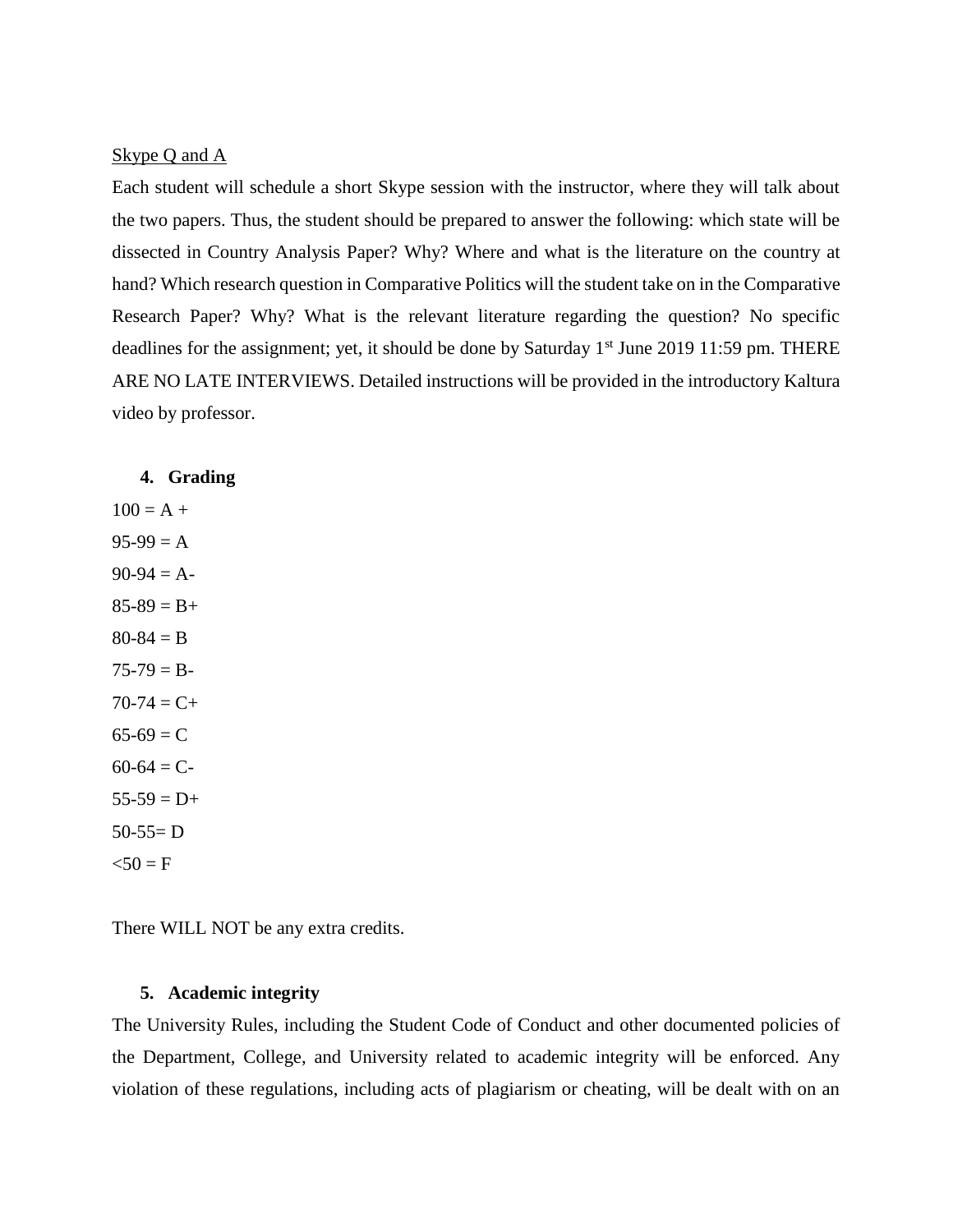Skype Q and A

Each student will schedule a short Skype session with the instructor, where they will talk about the two papers. Thus, the student should be prepared to answer the following: which state will be dissected in Country Analysis Paper? Why? Where and what is the literature on the country at hand? Which research question in Comparative Politics will the student take on in the Comparative Research Paper? Why? What is the relevant literature regarding the question? No specific deadlines for the assignment; yet, it should be done by Saturday 1st June 2019 11:59 pm. THERE ARE NO LATE INTERVIEWS. Detailed instructions will be provided in the introductory Kaltura video by professor.

## 4. Grading

100 = A +

95-99 = A

90-94 = A-

85-89 = B+

80-84 = B

75-79 = B-

70-74 = C+

65-69 = C

60-64 = C-

55-59 = D+

50-55= D

<50 = F

There WILL NOT be any extra credits.

## 5. Academic integrity

The University Rules, including the Student Code of Conduct and other documented policies of the Department, College, and University related to academic integrity will be enforced. Any violation of these regulations, including acts of plagiarism or cheating, will be dealt with on an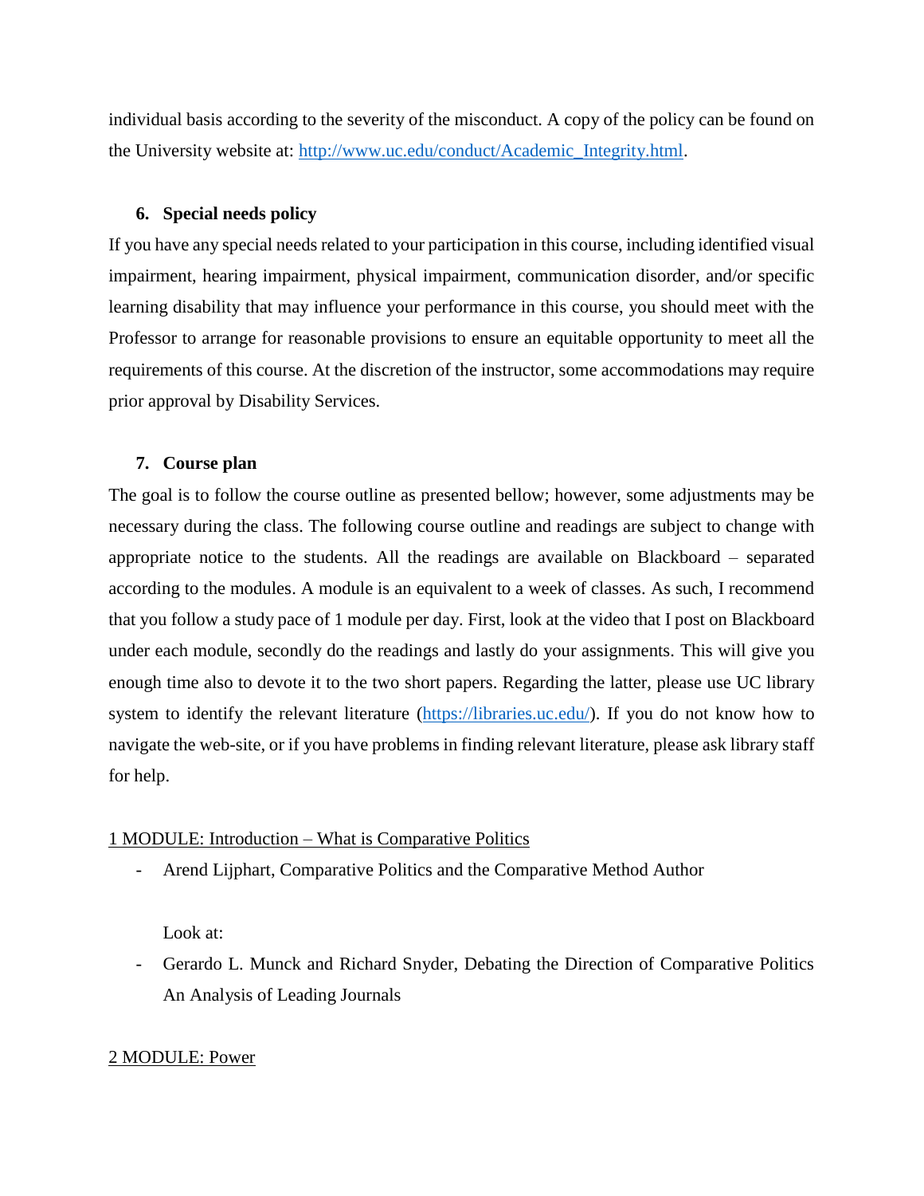individual basis according to the severity of the misconduct. A copy of the policy can be found on the University website at: [http://www.uc.edu/conduct/Academic_Integrity.html](http://www.uc.edu/conduct/Academic_Integrity.html).

### 6. Special needs policy

If you have any special needs related to your participation in this course, including identified visual impairment, hearing impairment, physical impairment, communication disorder, and/or specific learning disability that may influence your performance in this course, you should meet with the Professor to arrange for reasonable provisions to ensure an equitable opportunity to meet all the requirements of this course. At the discretion of the instructor, some accommodations may require prior approval by Disability Services.

### 7. Course plan

The goal is to follow the course outline as presented bellow; however, some adjustments may be necessary during the class. The following course outline and readings are subject to change with appropriate notice to the students. All the readings are available on Blackboard – separated according to the modules. A module is an equivalent to a week of classes. As such, I recommend that you follow a study pace of 1 module per day. First, look at the video that I post on Blackboard under each module, secondly do the readings and lastly do your assignments. This will give you enough time also to devote it to the two short papers. Regarding the latter, please use UC library system to identify the relevant literature ([https://libraries.uc.edu/](https://libraries.uc.edu/)). If you do not know how to navigate the web-site, or if you have problems in finding relevant literature, please ask library staff for help.

<u>1 MODULE: Introduction – What is Comparative Politics</u>

- Arend Lijphart, Comparative Politics and the Comparative Method Author

  Look at:

- Gerardo L. Munck and Richard Snyder, Debating the Direction of Comparative Politics An Analysis of Leading Journals

<u>2 MODULE: Power</u>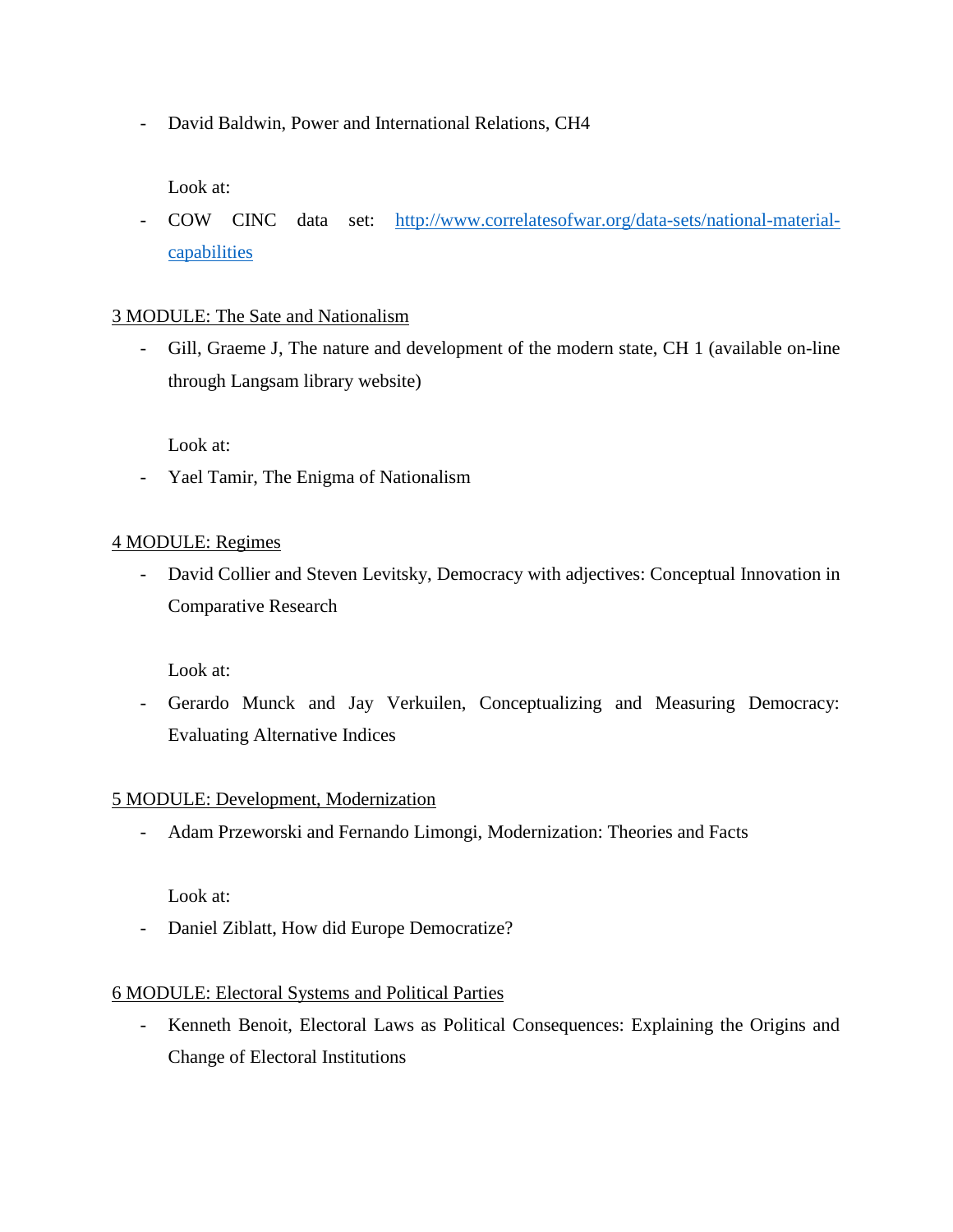- David Baldwin, Power and International Relations, CH4

  Look at:

- COW CINC data set: [http://www.correlatesofwar.org/data-sets/national-material-capabilities](http://www.correlatesofwar.org/data-sets/national-material-capabilities)

<u>3 MODULE: The Sate and Nationalism</u>

- Gill, Graeme J, The nature and development of the modern state, CH 1 (available on-line through Langsam library website)

  Look at:

- Yael Tamir, The Enigma of Nationalism

<u>4 MODULE: Regimes</u>

- David Collier and Steven Levitsky, Democracy with adjectives: Conceptual Innovation in Comparative Research

  Look at:

- Gerardo Munck and Jay Verkuilen, Conceptualizing and Measuring Democracy: Evaluating Alternative Indices

<u>5 MODULE: Development, Modernization</u>

- Adam Przeworski and Fernando Limongi, Modernization: Theories and Facts

  Look at:

- Daniel Ziblatt, How did Europe Democratize?

<u>6 MODULE: Electoral Systems and Political Parties</u>

- Kenneth Benoit, Electoral Laws as Political Consequences: Explaining the Origins and Change of Electoral Institutions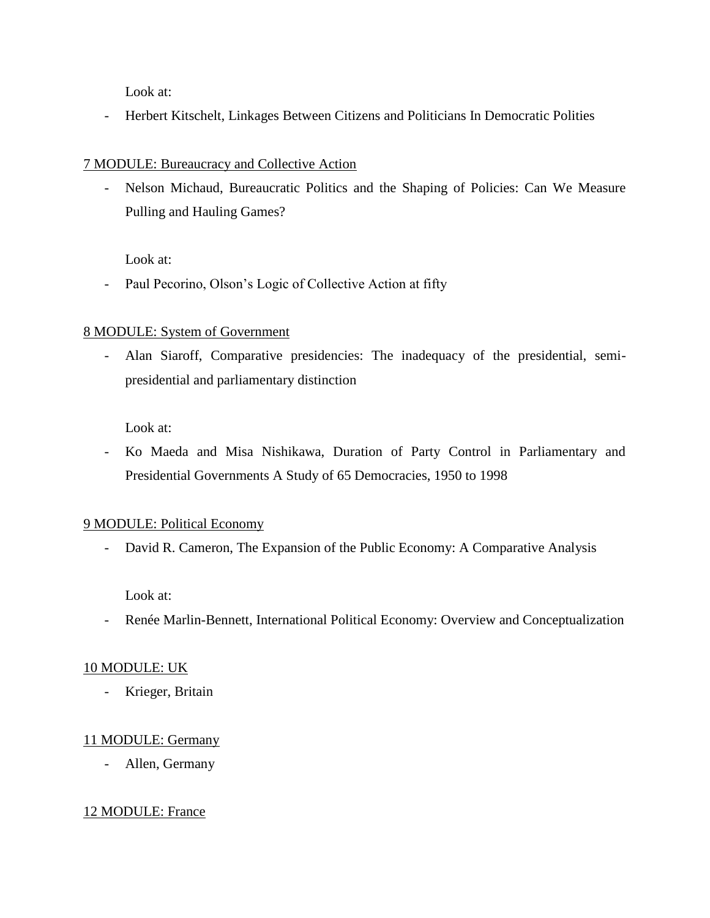Look at:

- Herbert Kitschelt, Linkages Between Citizens and Politicians In Democratic Polities

<u>7 MODULE: Bureaucracy and Collective Action</u>

- Nelson Michaud, Bureaucratic Politics and the Shaping of Policies: Can We Measure Pulling and Hauling Games?

Look at:

- Paul Pecorino, Olson's Logic of Collective Action at fifty

<u>8 MODULE: System of Government</u>

- Alan Siaroff, Comparative presidencies: The inadequacy of the presidential, semi-presidential and parliamentary distinction

Look at:

- Ko Maeda and Misa Nishikawa, Duration of Party Control in Parliamentary and Presidential Governments A Study of 65 Democracies, 1950 to 1998

<u>9 MODULE: Political Economy</u>

- David R. Cameron, The Expansion of the Public Economy: A Comparative Analysis

Look at:

- Renée Marlin-Bennett, International Political Economy: Overview and Conceptualization

<u>10 MODULE: UK</u>

- Krieger, Britain

<u>11 MODULE: Germany</u>

- Allen, Germany

<u>12 MODULE: France</u>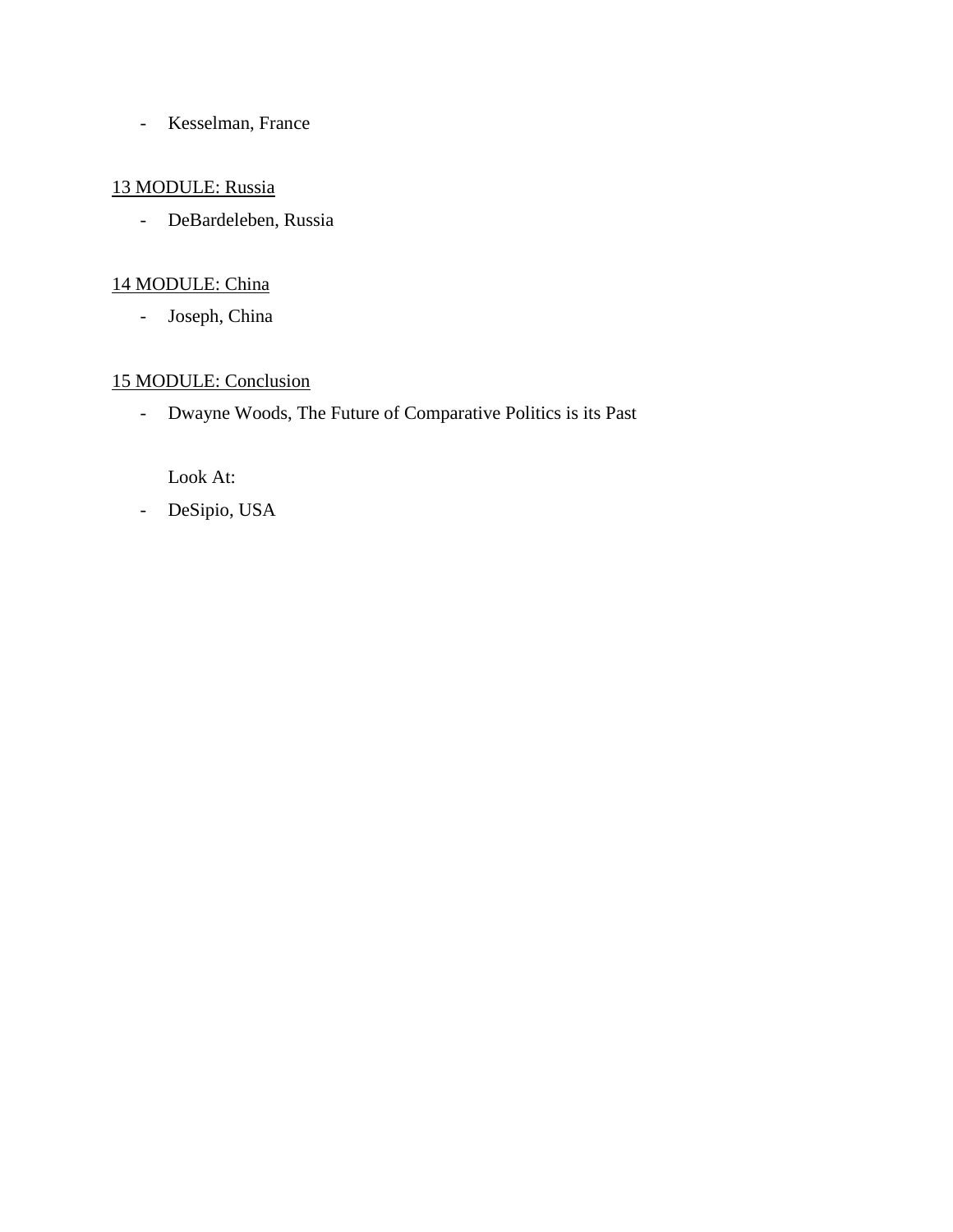- Kesselman, France

<u>13 MODULE: Russia</u>

- DeBardeleben, Russia

<u>14 MODULE: China</u>

- Joseph, China

<u>15 MODULE: Conclusion</u>

- Dwayne Woods, The Future of Comparative Politics is its Past

  Look At:

- DeSipio, USA